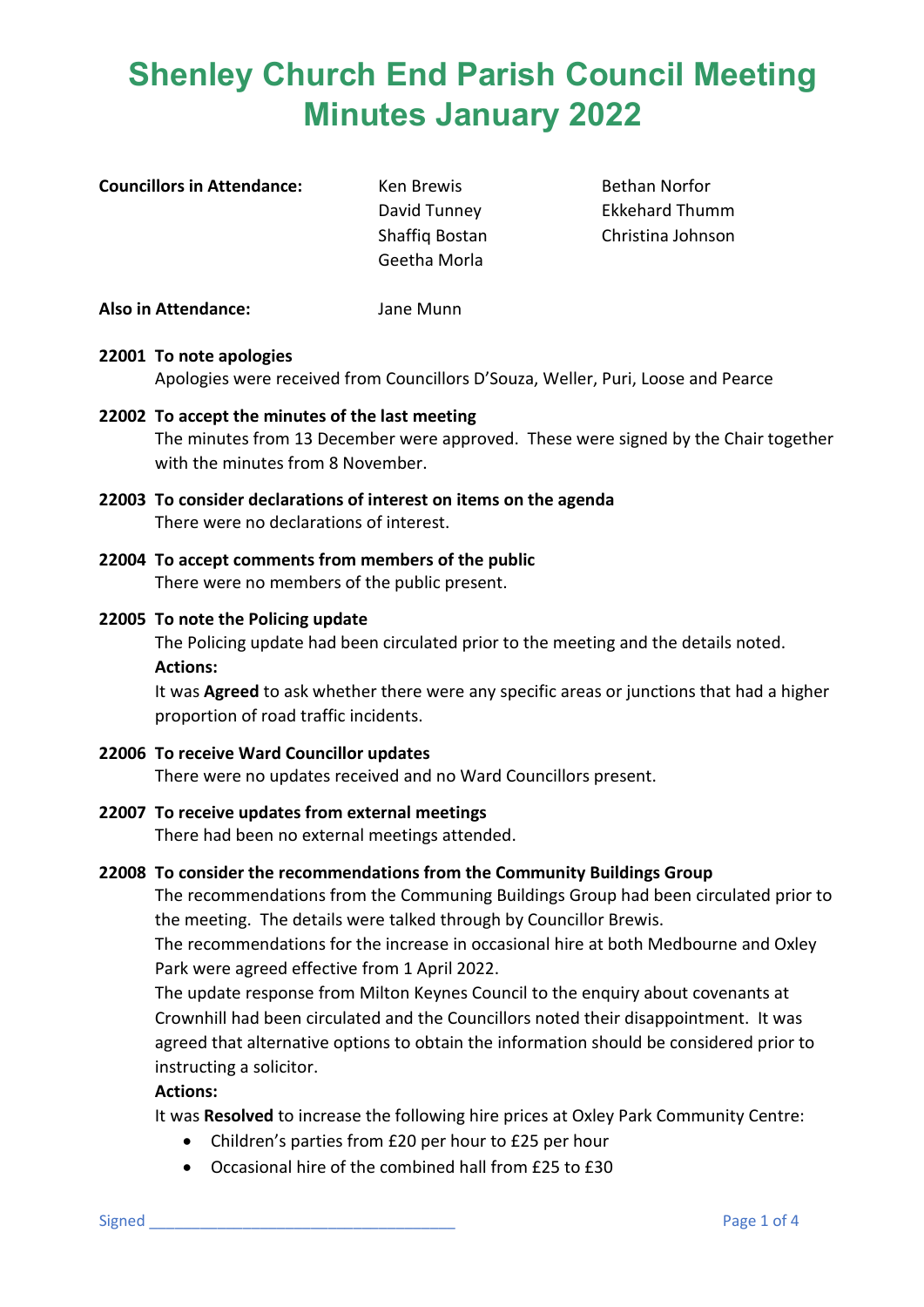# Shenley Church End Parish Council Meeting Minutes January 2022

**Councillors in Attendance:** Ken Brewis, David Tunney, Shaffiq Bostan, Geetha Morla, Bethan Norfor, Ekkehard Thumm, Christina Johnson

**Also in Attendance:** Jane Munn

**22001 To note apologies**

Apologies were received from Councillors D'Souza, Weller, Puri, Loose and Pearce

**22002 To accept the minutes of the last meeting**

The minutes from 13 December were approved. These were signed by the Chair together with the minutes from 8 November.

**22003 To consider declarations of interest on items on the agenda**

There were no declarations of interest.

**22004 To accept comments from members of the public**

There were no members of the public present.

**22005 To note the Policing update**

The Policing update had been circulated prior to the meeting and the details noted.

**Actions:**

It was **Agreed** to ask whether there were any specific areas or junctions that had a higher proportion of road traffic incidents.

**22006 To receive Ward Councillor updates**

There were no updates received and no Ward Councillors present.

**22007 To receive updates from external meetings**

There had been no external meetings attended.

**22008 To consider the recommendations from the Community Buildings Group**

The recommendations from the Communing Buildings Group had been circulated prior to the meeting. The details were talked through by Councillor Brewis.

The recommendations for the increase in occasional hire at both Medbourne and Oxley Park were agreed effective from 1 April 2022.

The update response from Milton Keynes Council to the enquiry about covenants at Crownhill had been circulated and the Councillors noted their disappointment. It was agreed that alternative options to obtain the information should be considered prior to instructing a solicitor.

**Actions:**

It was **Resolved** to increase the following hire prices at Oxley Park Community Centre:

- Children's parties from £20 per hour to £25 per hour
- Occasional hire of the combined hall from £25 to £30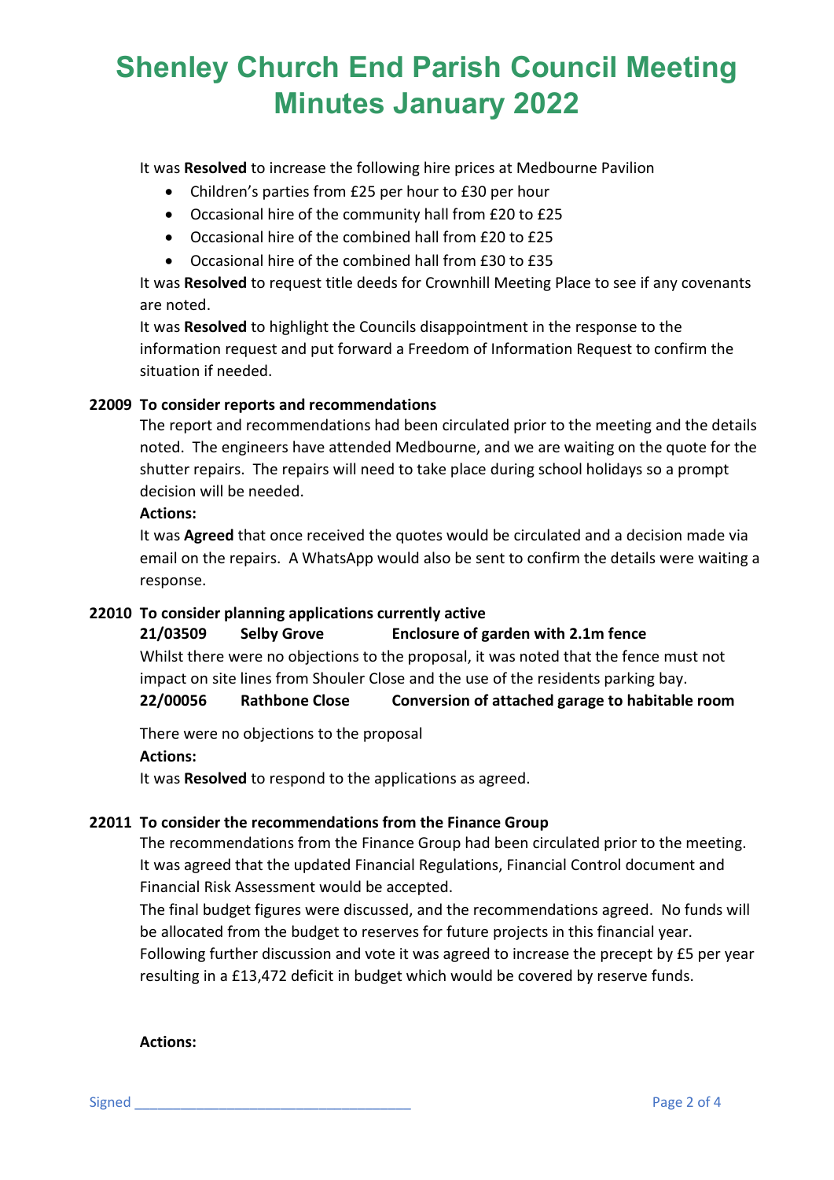It was **Resolved** to increase the following hire prices at Medbourne Pavilion

- Children's parties from £25 per hour to £30 per hour
- Occasional hire of the community hall from £20 to £25
- Occasional hire of the combined hall from £20 to £25
- Occasional hire of the combined hall from £30 to £35

It was **Resolved** to request title deeds for Crownhill Meeting Place to see if any covenants are noted.

It was **Resolved** to highlight the Councils disappointment in the response to the information request and put forward a Freedom of Information Request to confirm the situation if needed.

**22009 To consider reports and recommendations**

The report and recommendations had been circulated prior to the meeting and the details noted. The engineers have attended Medbourne, and we are waiting on the quote for the shutter repairs. The repairs will need to take place during school holidays so a prompt decision will be needed.

**Actions:**

It was **Agreed** that once received the quotes would be circulated and a decision made via email on the repairs. A WhatsApp would also be sent to confirm the details were waiting a response.

**22010 To consider planning applications currently active**

**21/03509 Selby Grove Enclosure of garden with 2.1m fence**

Whilst there were no objections to the proposal, it was noted that the fence must not impact on site lines from Shouler Close and the use of the residents parking bay.

**22/00056 Rathbone Close Conversion of attached garage to habitable room**

There were no objections to the proposal

**Actions:**

It was **Resolved** to respond to the applications as agreed.

**22011 To consider the recommendations from the Finance Group**

The recommendations from the Finance Group had been circulated prior to the meeting. It was agreed that the updated Financial Regulations, Financial Control document and Financial Risk Assessment would be accepted.

The final budget figures were discussed, and the recommendations agreed. No funds will be allocated from the budget to reserves for future projects in this financial year. Following further discussion and vote it was agreed to increase the precept by £5 per year resulting in a £13,472 deficit in budget which would be covered by reserve funds.

**Actions:**

Signed ___________________________________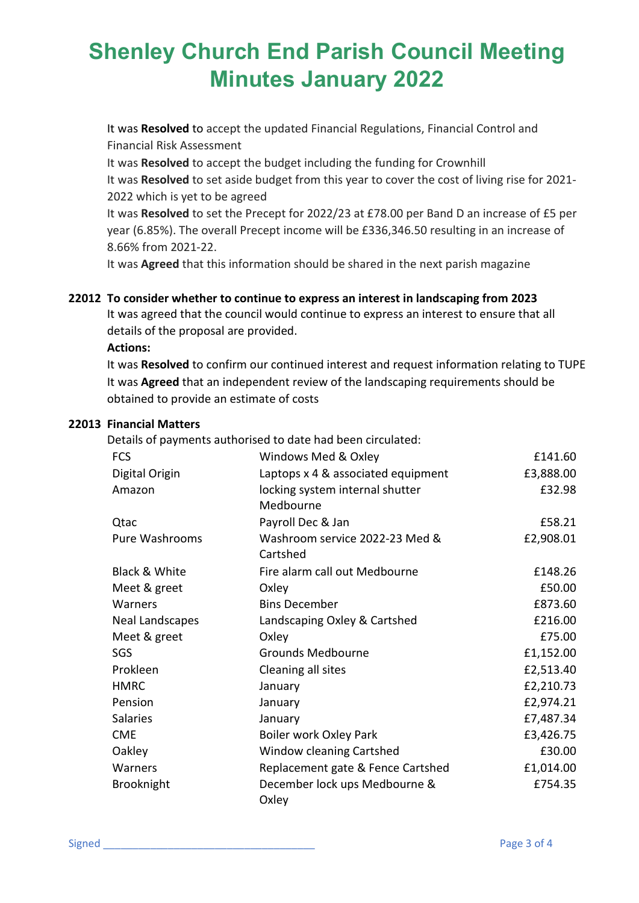# Shenley Church End Parish Council Meeting Minutes January 2022

It was **Resolved** to accept the updated Financial Regulations, Financial Control and Financial Risk Assessment

It was **Resolved** to accept the budget including the funding for Crownhill

It was **Resolved** to set aside budget from this year to cover the cost of living rise for 2021-2022 which is yet to be agreed

It was **Resolved** to set the Precept for 2022/23 at £78.00 per Band D an increase of £5 per year (6.85%). The overall Precept income will be £336,346.50 resulting in an increase of 8.66% from 2021-22.

It was **Agreed** that this information should be shared in the next parish magazine

**22012 To consider whether to continue to express an interest in landscaping from 2023**

It was agreed that the council would continue to express an interest to ensure that all details of the proposal are provided.

**Actions:**

It was **Resolved** to confirm our continued interest and request information relating to TUPE

It was **Agreed** that an independent review of the landscaping requirements should be obtained to provide an estimate of costs

**22013 Financial Matters**

Details of payments authorised to date had been circulated:

| | | |
|---|---|---|
| FCS | Windows Med & Oxley | £141.60 |
| Digital Origin | Laptops x 4 & associated equipment | £3,888.00 |
| Amazon | locking system internal shutter Medbourne | £32.98 |
| Qtac | Payroll Dec & Jan | £58.21 |
| Pure Washrooms | Washroom service 2022-23 Med & Cartshed | £2,908.01 |
| Black & White | Fire alarm call out Medbourne | £148.26 |
| Meet & greet | Oxley | £50.00 |
| Warners | Bins December | £873.60 |
| Neal Landscapes | Landscaping Oxley & Cartshed | £216.00 |
| Meet & greet | Oxley | £75.00 |
| SGS | Grounds Medbourne | £1,152.00 |
| Prokleen | Cleaning all sites | £2,513.40 |
| HMRC | January | £2,210.73 |
| Pension | January | £2,974.21 |
| Salaries | January | £7,487.34 |
| CME | Boiler work Oxley Park | £3,426.75 |
| Oakley | Window cleaning Cartshed | £30.00 |
| Warners | Replacement gate & Fence Cartshed | £1,014.00 |
| Brooknight | December lock ups Medbourne & Oxley | £754.35 |

Signed ___________________________________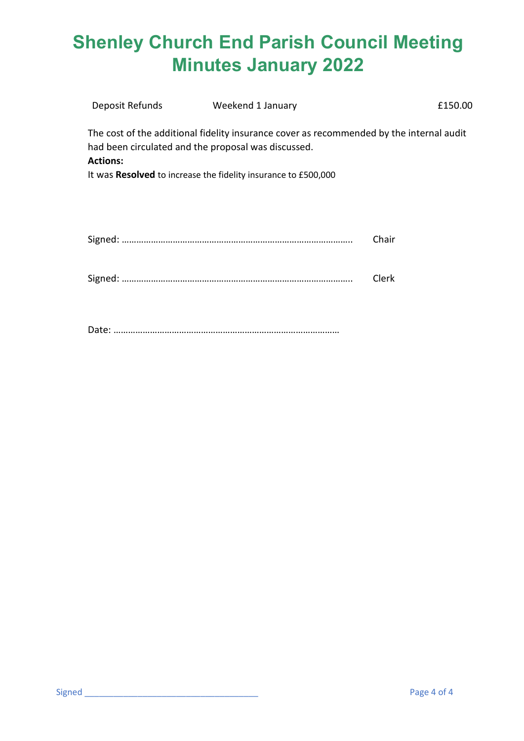# Shenley Church End Parish Council Meeting Minutes January 2022

| | | |
|---|---|---|
| Deposit Refunds | Weekend 1 January | £150.00 |

The cost of the additional fidelity insurance cover as recommended by the internal audit had been circulated and the proposal was discussed.

**Actions:**

It was **Resolved** to increase the fidelity insurance to £500,000

Signed: ………………………………………………………………………………….. Chair

Signed: ………………………………………………………………………………….. Clerk

Date: ………………………………………………………………………………

Signed ___________________________________